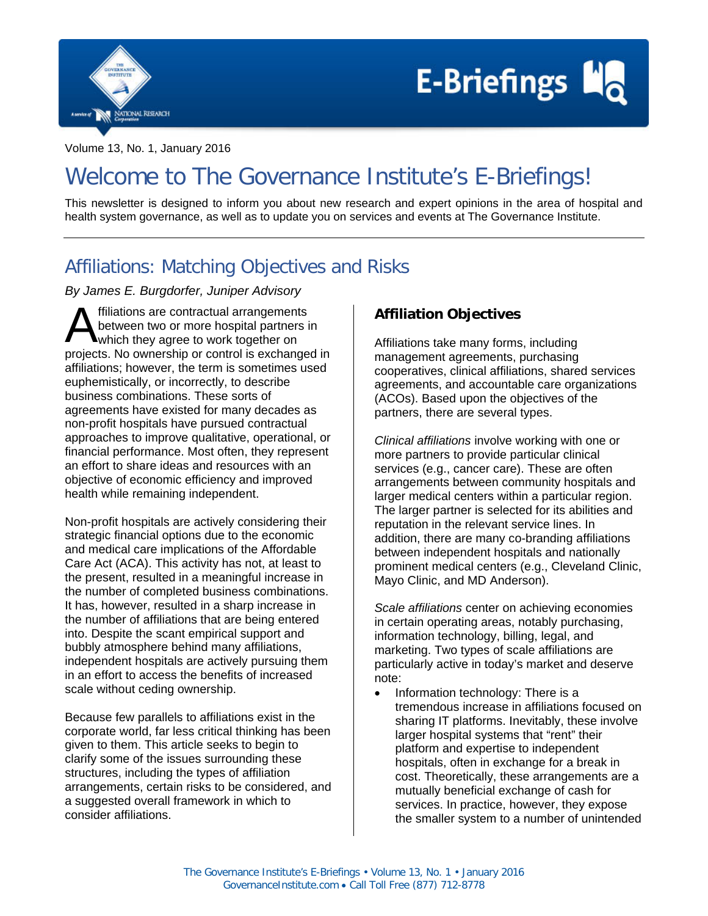Volume 13, No. 1, January 2016

# Welcome to The Governance Institute's E-Briefings!

This newsletter is designed to inform you about new research and expert opinions in the area of hospital and health system governance, as well as to update you on services and events at The Governance Institute.

## Affiliations: Matching Objectives and Risks

*By James E. Burgdorfer, Juniper Advisory*

Affiliations are contractual arrangements between two or more hospital partners in which they agree to work together on projects. No ownership or control is exchanged in affiliations; however, the term is sometimes used euphemistically, or incorrectly, to describe business combinations. These sorts of agreements have existed for many decades as non-profit hospitals have pursued contractual approaches to improve qualitative, operational, or financial performance. Most often, they represent an effort to share ideas and resources with an objective of economic efficiency and improved health while remaining independent.

Non-profit hospitals are actively considering their strategic financial options due to the economic and medical care implications of the Affordable Care Act (ACA). This activity has not, at least to the present, resulted in a meaningful increase in the number of completed business combinations. It has, however, resulted in a sharp increase in the number of affiliations that are being entered into. Despite the scant empirical support and bubbly atmosphere behind many affiliations, independent hospitals are actively pursuing them in an effort to access the benefits of increased scale without ceding ownership.

Because few parallels to affiliations exist in the corporate world, far less critical thinking has been given to them. This article seeks to begin to clarify some of the issues surrounding these structures, including the types of affiliation arrangements, certain risks to be considered, and a suggested overall framework in which to consider affiliations.

### Affiliation Objectives

Affiliations take many forms, including management agreements, purchasing cooperatives, clinical affiliations, shared services agreements, and accountable care organizations (ACOs). Based upon the objectives of the partners, there are several types.

*Clinical affiliations* involve working with one or more partners to provide particular clinical services (e.g., cancer care). These are often arrangements between community hospitals and larger medical centers within a particular region. The larger partner is selected for its abilities and reputation in the relevant service lines. In addition, there are many co-branding affiliations between independent hospitals and nationally prominent medical centers (e.g., Cleveland Clinic, Mayo Clinic, and MD Anderson).

*Scale affiliations* center on achieving economies in certain operating areas, notably purchasing, information technology, billing, legal, and marketing. Two types of scale affiliations are particularly active in today's market and deserve note:

- Information technology: There is a tremendous increase in affiliations focused on sharing IT platforms. Inevitably, these involve larger hospital systems that "rent" their platform and expertise to independent hospitals, often in exchange for a break in cost. Theoretically, these arrangements are a mutually beneficial exchange of cash for services. In practice, however, they expose the smaller system to a number of unintended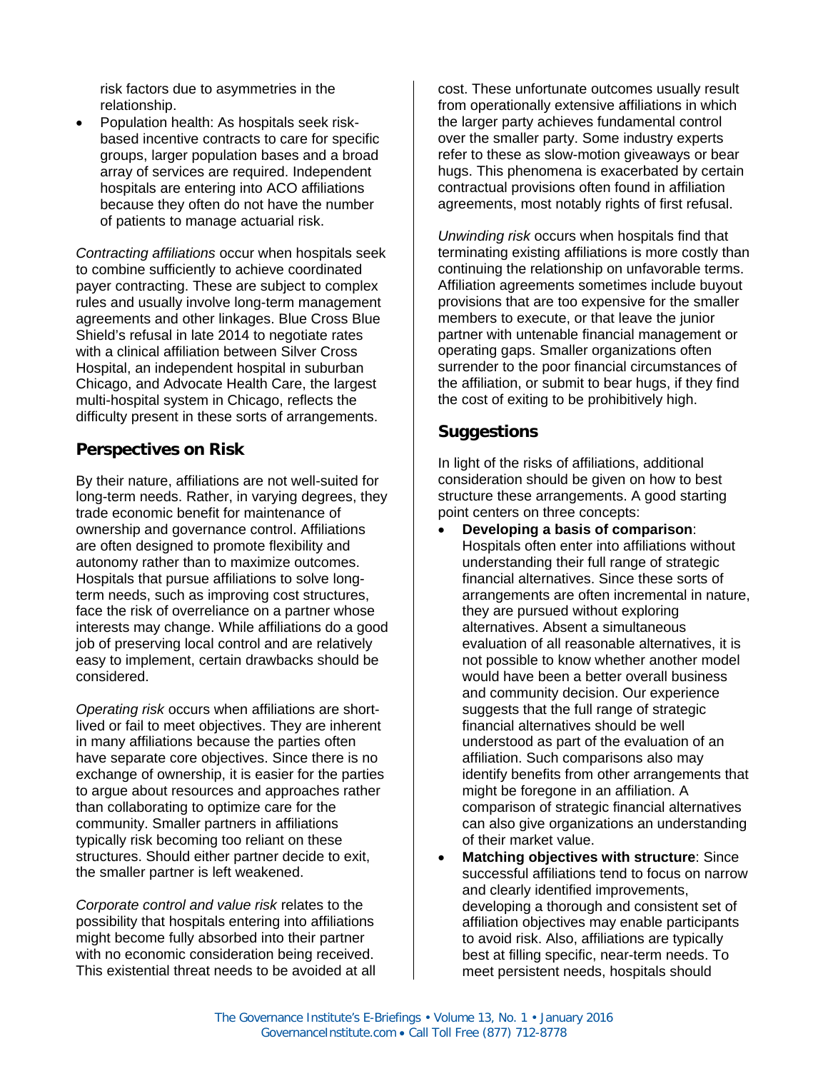risk factors due to asymmetries in the relationship.
- Population health: As hospitals seek risk-based incentive contracts to care for specific groups, larger population bases and a broad array of services are required. Independent hospitals are entering into ACO affiliations because they often do not have the number of patients to manage actuarial risk.

*Contracting affiliations* occur when hospitals seek to combine sufficiently to achieve coordinated payer contracting. These are subject to complex rules and usually involve long-term management agreements and other linkages. Blue Cross Blue Shield's refusal in late 2014 to negotiate rates with a clinical affiliation between Silver Cross Hospital, an independent hospital in suburban Chicago, and Advocate Health Care, the largest multi-hospital system in Chicago, reflects the difficulty present in these sorts of arrangements.

## Perspectives on Risk

By their nature, affiliations are not well-suited for long-term needs. Rather, in varying degrees, they trade economic benefit for maintenance of ownership and governance control. Affiliations are often designed to promote flexibility and autonomy rather than to maximize outcomes. Hospitals that pursue affiliations to solve long-term needs, such as improving cost structures, face the risk of overreliance on a partner whose interests may change. While affiliations do a good job of preserving local control and are relatively easy to implement, certain drawbacks should be considered.

*Operating risk* occurs when affiliations are short-lived or fail to meet objectives. They are inherent in many affiliations because the parties often have separate core objectives. Since there is no exchange of ownership, it is easier for the parties to argue about resources and approaches rather than collaborating to optimize care for the community. Smaller partners in affiliations typically risk becoming too reliant on these structures. Should either partner decide to exit, the smaller partner is left weakened.

*Corporate control and value risk* relates to the possibility that hospitals entering into affiliations might become fully absorbed into their partner with no economic consideration being received. This existential threat needs to be avoided at all cost. These unfortunate outcomes usually result from operationally extensive affiliations in which the larger party achieves fundamental control over the smaller party. Some industry experts refer to these as slow-motion giveaways or bear hugs. This phenomena is exacerbated by certain contractual provisions often found in affiliation agreements, most notably rights of first refusal.

*Unwinding risk* occurs when hospitals find that terminating existing affiliations is more costly than continuing the relationship on unfavorable terms. Affiliation agreements sometimes include buyout provisions that are too expensive for the smaller members to execute, or that leave the junior partner with untenable financial management or operating gaps. Smaller organizations often surrender to the poor financial circumstances of the affiliation, or submit to bear hugs, if they find the cost of exiting to be prohibitively high.

## Suggestions

In light of the risks of affiliations, additional consideration should be given on how to best structure these arrangements. A good starting point centers on three concepts:

- **Developing a basis of comparison**: Hospitals often enter into affiliations without understanding their full range of strategic financial alternatives. Since these sorts of arrangements are often incremental in nature, they are pursued without exploring alternatives. Absent a simultaneous evaluation of all reasonable alternatives, it is not possible to know whether another model would have been a better overall business and community decision. Our experience suggests that the full range of strategic financial alternatives should be well understood as part of the evaluation of an affiliation. Such comparisons also may identify benefits from other arrangements that might be foregone in an affiliation. A comparison of strategic financial alternatives can also give organizations an understanding of their market value.
- **Matching objectives with structure**: Since successful affiliations tend to focus on narrow and clearly identified improvements, developing a thorough and consistent set of affiliation objectives may enable participants to avoid risk. Also, affiliations are typically best at filling specific, near-term needs. To meet persistent needs, hospitals should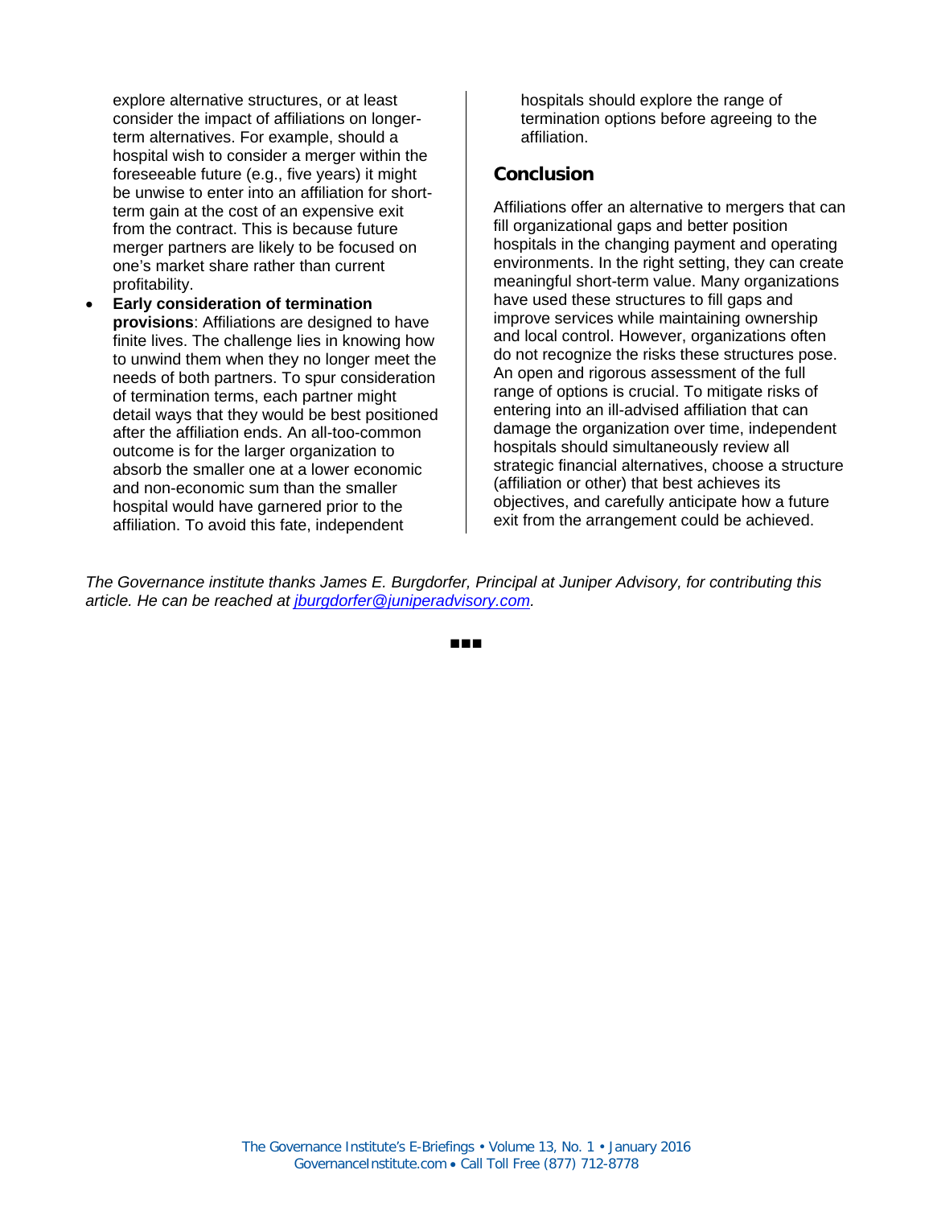explore alternative structures, or at least consider the impact of affiliations on longer-term alternatives. For example, should a hospital wish to consider a merger within the foreseeable future (e.g., five years) it might be unwise to enter into an affiliation for short-term gain at the cost of an expensive exit from the contract. This is because future merger partners are likely to be focused on one's market share rather than current profitability.

- **Early consideration of termination provisions**: Affiliations are designed to have finite lives. The challenge lies in knowing how to unwind them when they no longer meet the needs of both partners. To spur consideration of termination terms, each partner might detail ways that they would be best positioned after the affiliation ends. An all-too-common outcome is for the larger organization to absorb the smaller one at a lower economic and non-economic sum than the smaller hospital would have garnered prior to the affiliation. To avoid this fate, independent hospitals should explore the range of termination options before agreeing to the affiliation.

## Conclusion

Affiliations offer an alternative to mergers that can fill organizational gaps and better position hospitals in the changing payment and operating environments. In the right setting, they can create meaningful short-term value. Many organizations have used these structures to fill gaps and improve services while maintaining ownership and local control. However, organizations often do not recognize the risks these structures pose. An open and rigorous assessment of the full range of options is crucial. To mitigate risks of entering into an ill-advised affiliation that can damage the organization over time, independent hospitals should simultaneously review all strategic financial alternatives, choose a structure (affiliation or other) that best achieves its objectives, and carefully anticipate how a future exit from the arrangement could be achieved.

*The Governance institute thanks James E. Burgdorfer, Principal at Juniper Advisory, for contributing this article. He can be reached at [jburgdorfer@juniperadvisory.com](mailto:jburgdorfer@juniperadvisory.com).*

■■■